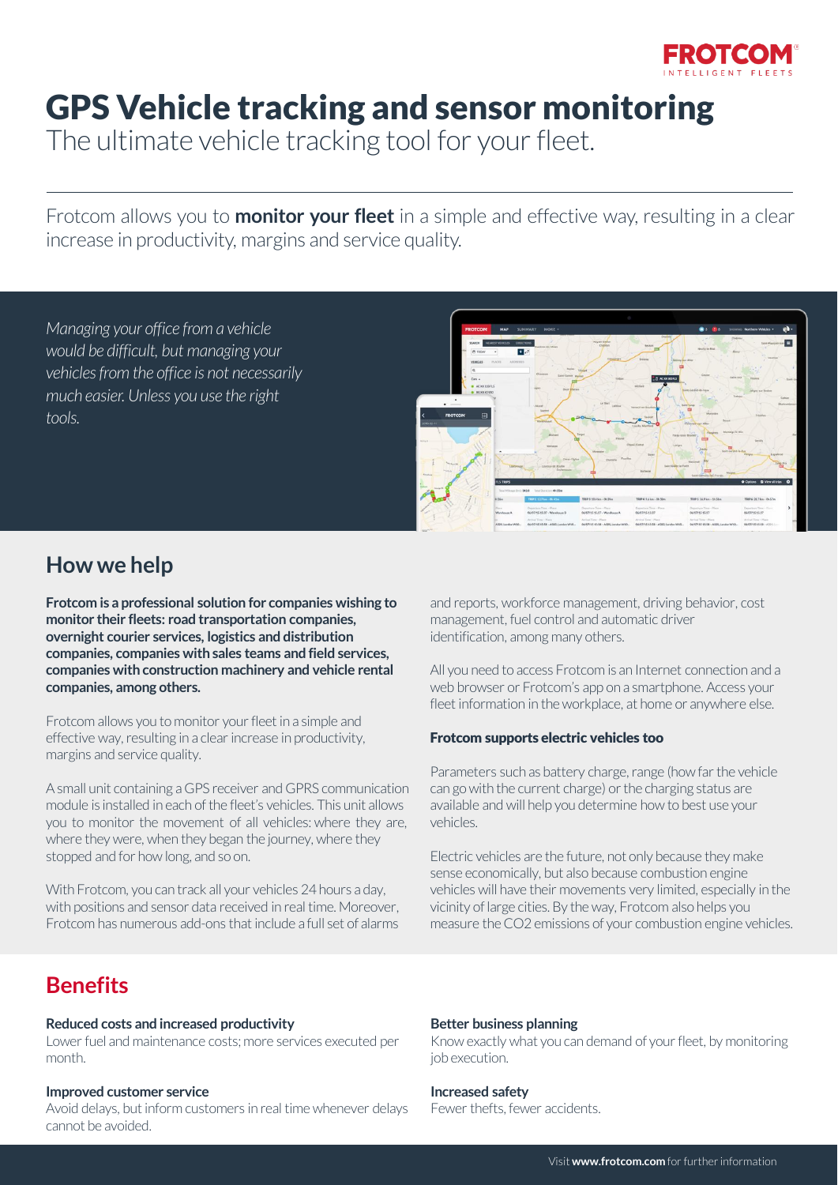FROTCOM
INTELLIGENT FLEETS

# GPS Vehicle tracking and sensor monitoring

The ultimate vehicle tracking tool for your fleet.

Frotcom allows you to **monitor your fleet** in a simple and effective way, resulting in a clear increase in productivity, margins and service quality.

*Managing your office from a vehicle would be difficult, but managing your vehicles from the office is not necessarily much easier. Unless you use the right tools.*

## How we help

**Frotcom is a professional solution for companies wishing to monitor their fleets: road transportation companies, overnight courier services, logistics and distribution companies, companies with sales teams and field services, companies with construction machinery and vehicle rental companies, among others.**

Frotcom allows you to monitor your fleet in a simple and effective way, resulting in a clear increase in productivity, margins and service quality.

A small unit containing a GPS receiver and GPRS communication module is installed in each of the fleet's vehicles. This unit allows you to monitor the movement of all vehicles: where they are, where they were, when they began the journey, where they stopped and for how long, and so on.

With Frotcom, you can track all your vehicles 24 hours a day, with positions and sensor data received in real time. Moreover, Frotcom has numerous add-ons that include a full set of alarms and reports, workforce management, driving behavior, cost management, fuel control and automatic driver identification, among many others.

All you need to access Frotcom is an Internet connection and a web browser or Frotcom's app on a smartphone. Access your fleet information in the workplace, at home or anywhere else.

### Frotcom supports electric vehicles too

Parameters such as battery charge, range (how far the vehicle can go with the current charge) or the charging status are available and will help you determine how to best use your vehicles.

Electric vehicles are the future, not only because they make sense economically, but also because combustion engine vehicles will have their movements very limited, especially in the vicinity of large cities. By the way, Frotcom also helps you measure the $CO_2$ emissions of your combustion engine vehicles.

## Benefits

**Reduced costs and increased productivity**
Lower fuel and maintenance costs; more services executed per month.

**Improved customer service**
Avoid delays, but inform customers in real time whenever delays cannot be avoided.

**Better business planning**
Know exactly what you can demand of your fleet, by monitoring job execution.

**Increased safety**
Fewer thefts, fewer accidents.

Visit **www.frotcom.com** for further information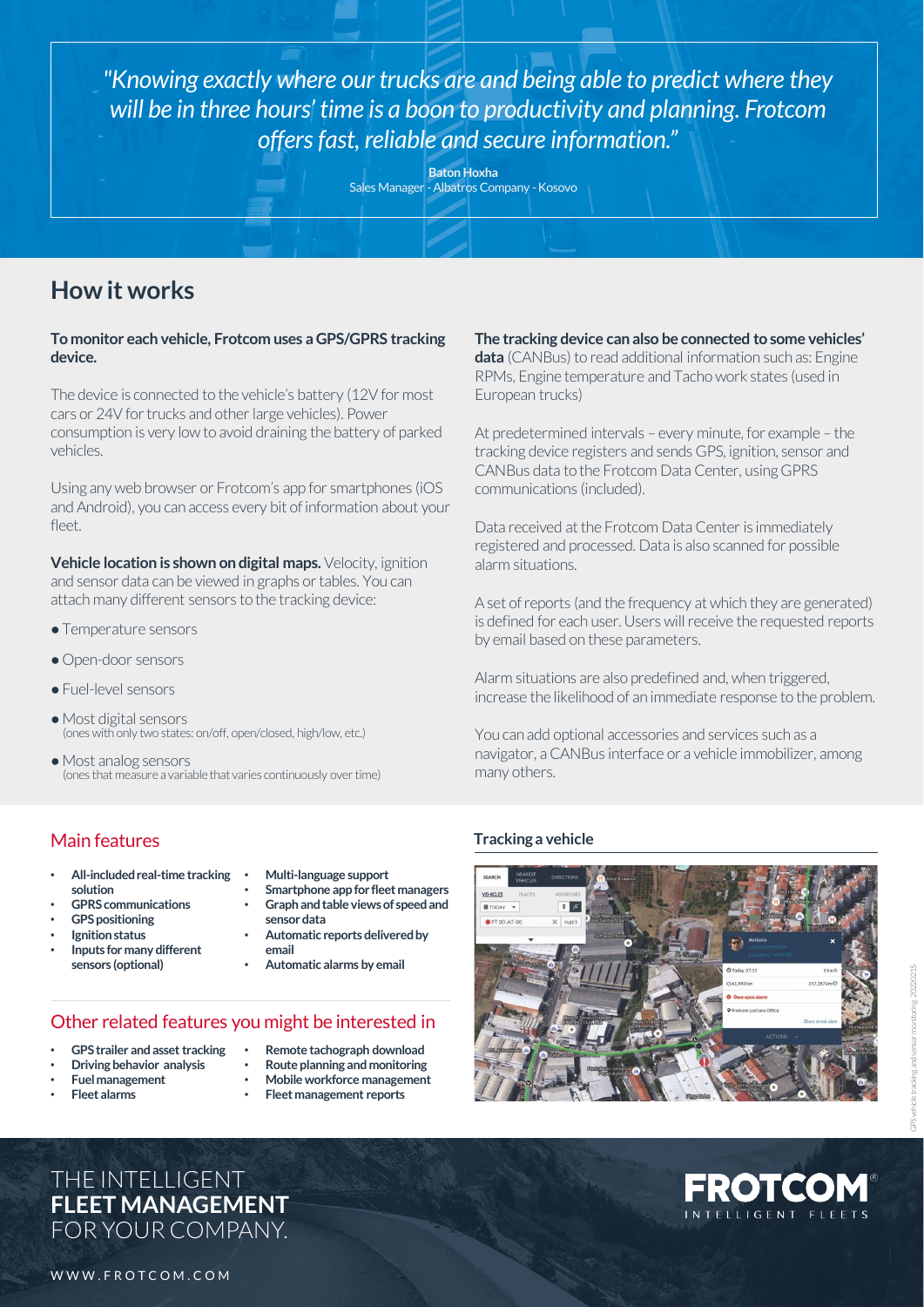*"Knowing exactly where our trucks are and being able to predict where they will be in three hours' time is a boon to productivity and planning. Frotcom offers fast, reliable and secure information."*

**Baton Hoxha**
Sales Manager - Albatros Company - Kosovo

## How it works

**To monitor each vehicle, Frotcom uses a GPS/GPRS tracking device.**

The device is connected to the vehicle's battery (12V for most cars or 24V for trucks and other large vehicles). Power consumption is very low to avoid draining the battery of parked vehicles.

Using any web browser or Frotcom's app for smartphones (iOS and Android), you can access every bit of information about your fleet.

**Vehicle location is shown on digital maps.** Velocity, ignition and sensor data can be viewed in graphs or tables. You can attach many different sensors to the tracking device:

- Temperature sensors
- Open-door sensors
- Fuel-level sensors
- Most digital sensors
  (ones with only two states: on/off, open/closed, high/low, etc.)
- Most analog sensors
  (ones that measure a variable that varies continuously over time)

**The tracking device can also be connected to some vehicles' data** (CANBus) to read additional information such as: Engine RPMs, Engine temperature and Tacho work states (used in European trucks)

At predetermined intervals – every minute, for example – the tracking device registers and sends GPS, ignition, sensor and CANBus data to the Frotcom Data Center, using GPRS communications (included).

Data received at the Frotcom Data Center is immediately registered and processed. Data is also scanned for possible alarm situations.

A set of reports (and the frequency at which they are generated) is defined for each user. Users will receive the requested reports by email based on these parameters.

Alarm situations are also predefined and, when triggered, increase the likelihood of an immediate response to the problem.

You can add optional accessories and services such as a navigator, a CANBus interface or a vehicle immobilizer, among many others.

## Main features

- **All-included real-time tracking solution**
- **GPRS communications**
- **GPS positioning**
- **Ignition status**
- **Inputs for many different sensors (optional)**
- **Multi-language support**
- **Smartphone app for fleet managers**
- **Graph and table views of speed and sensor data**
- **Automatic reports delivered by email**
- **Automatic alarms by email**

## Other related features you might be interested in

- **GPS trailer and asset tracking**
- **Driving behavior analysis**
- **Fuel management**
- **Fleet alarms**
- **Remote tachograph download**
- **Route planning and monitoring**
- **Mobile workforce management**
- **Fleet management reports**

### Tracking a vehicle

THE INTELLIGENT **FLEET MANAGEMENT** FOR YOUR COMPANY.

FROTCOM® INTELLIGENT FLEETS

WWW.FROTCOM.COM